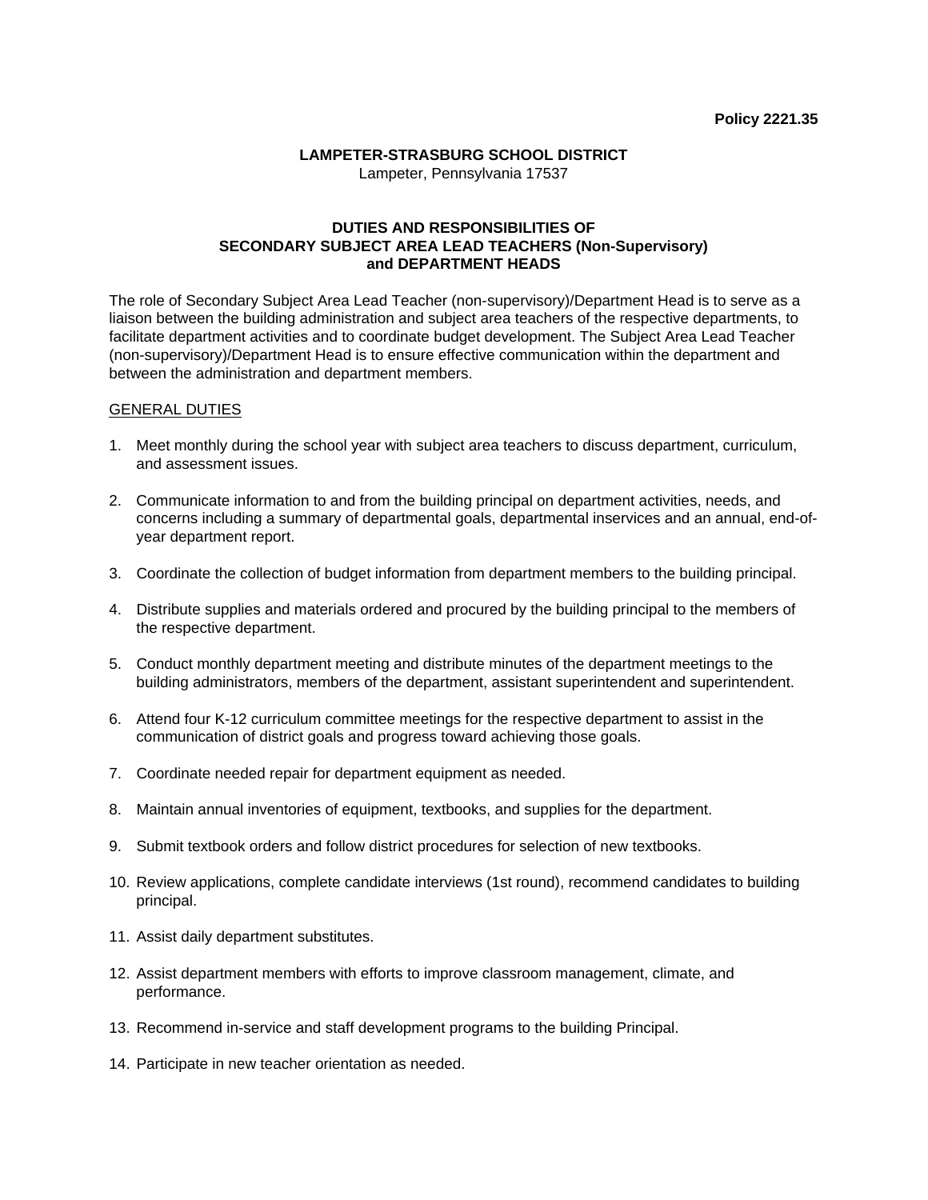**Policy 2221.35**

**LAMPETER-STRASBURG SCHOOL DISTRICT**
Lampeter, Pennsylvania 17537

**DUTIES AND RESPONSIBILITIES OF SECONDARY SUBJECT AREA LEAD TEACHERS (Non-Supervisory) and DEPARTMENT HEADS**

The role of Secondary Subject Area Lead Teacher (non-supervisory)/Department Head is to serve as a liaison between the building administration and subject area teachers of the respective departments, to facilitate department activities and to coordinate budget development. The Subject Area Lead Teacher (non-supervisory)/Department Head is to ensure effective communication within the department and between the administration and department members.

<u>GENERAL DUTIES</u>

1. Meet monthly during the school year with subject area teachers to discuss department, curriculum, and assessment issues.

2. Communicate information to and from the building principal on department activities, needs, and concerns including a summary of departmental goals, departmental inservices and an annual, end-of-year department report.

3. Coordinate the collection of budget information from department members to the building principal.

4. Distribute supplies and materials ordered and procured by the building principal to the members of the respective department.

5. Conduct monthly department meeting and distribute minutes of the department meetings to the building administrators, members of the department, assistant superintendent and superintendent.

6. Attend four K-12 curriculum committee meetings for the respective department to assist in the communication of district goals and progress toward achieving those goals.

7. Coordinate needed repair for department equipment as needed.

8. Maintain annual inventories of equipment, textbooks, and supplies for the department.

9. Submit textbook orders and follow district procedures for selection of new textbooks.

10. Review applications, complete candidate interviews (1st round), recommend candidates to building principal.

11. Assist daily department substitutes.

12. Assist department members with efforts to improve classroom management, climate, and performance.

13. Recommend in-service and staff development programs to the building Principal.

14. Participate in new teacher orientation as needed.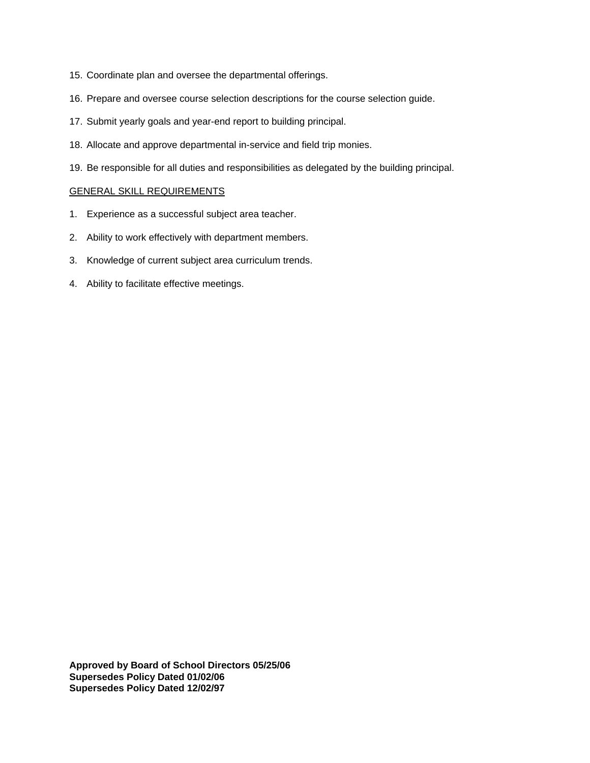15. Coordinate plan and oversee the departmental offerings.
16. Prepare and oversee course selection descriptions for the course selection guide.
17. Submit yearly goals and year-end report to building principal.
18. Allocate and approve departmental in-service and field trip monies.
19. Be responsible for all duties and responsibilities as delegated by the building principal.

<u>GENERAL SKILL REQUIREMENTS</u>

1. Experience as a successful subject area teacher.
2. Ability to work effectively with department members.
3. Knowledge of current subject area curriculum trends.
4. Ability to facilitate effective meetings.

**Approved by Board of School Directors 05/25/06**
**Supersedes Policy Dated 01/02/06**
**Supersedes Policy Dated 12/02/97**